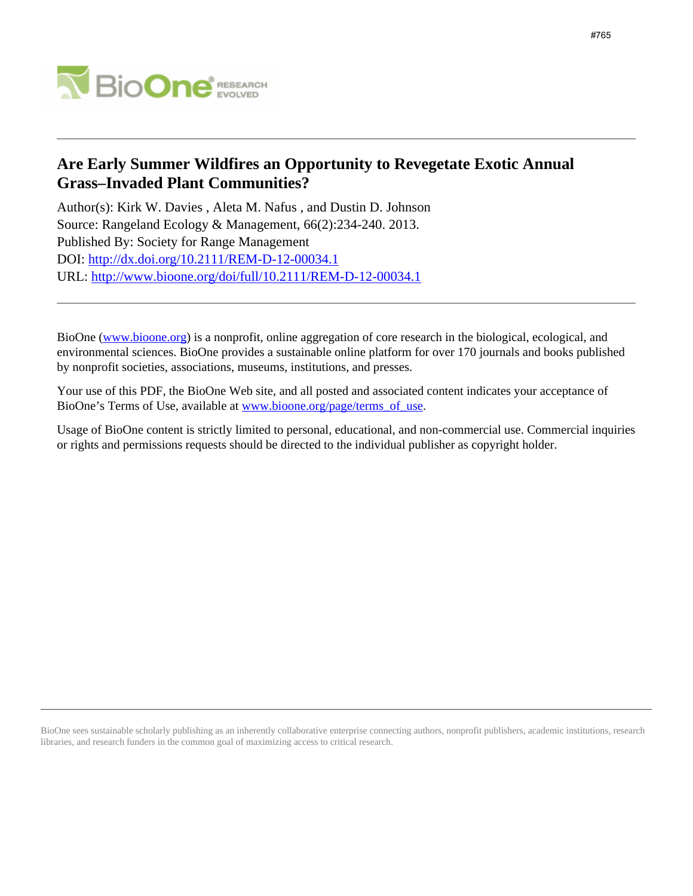#765

# Are Early Summer Wildfires an Opportunity to Revegetate Exotic Annual Grass–Invaded Plant Communities?

Author(s): Kirk W. Davies , Aleta M. Nafus , and Dustin D. Johnson
Source: Rangeland Ecology & Management, 66(2):234-240. 2013.
Published By: Society for Range Management
DOI: http://dx.doi.org/10.2111/REM-D-12-00034.1
URL: http://www.bioone.org/doi/full/10.2111/REM-D-12-00034.1

BioOne (www.bioone.org) is a nonprofit, online aggregation of core research in the biological, ecological, and environmental sciences. BioOne provides a sustainable online platform for over 170 journals and books published by nonprofit societies, associations, museums, institutions, and presses.

Your use of this PDF, the BioOne Web site, and all posted and associated content indicates your acceptance of BioOne's Terms of Use, available at www.bioone.org/page/terms_of_use.

Usage of BioOne content is strictly limited to personal, educational, and non-commercial use. Commercial inquiries or rights and permissions requests should be directed to the individual publisher as copyright holder.

BioOne sees sustainable scholarly publishing as an inherently collaborative enterprise connecting authors, nonprofit publishers, academic institutions, research libraries, and research funders in the common goal of maximizing access to critical research.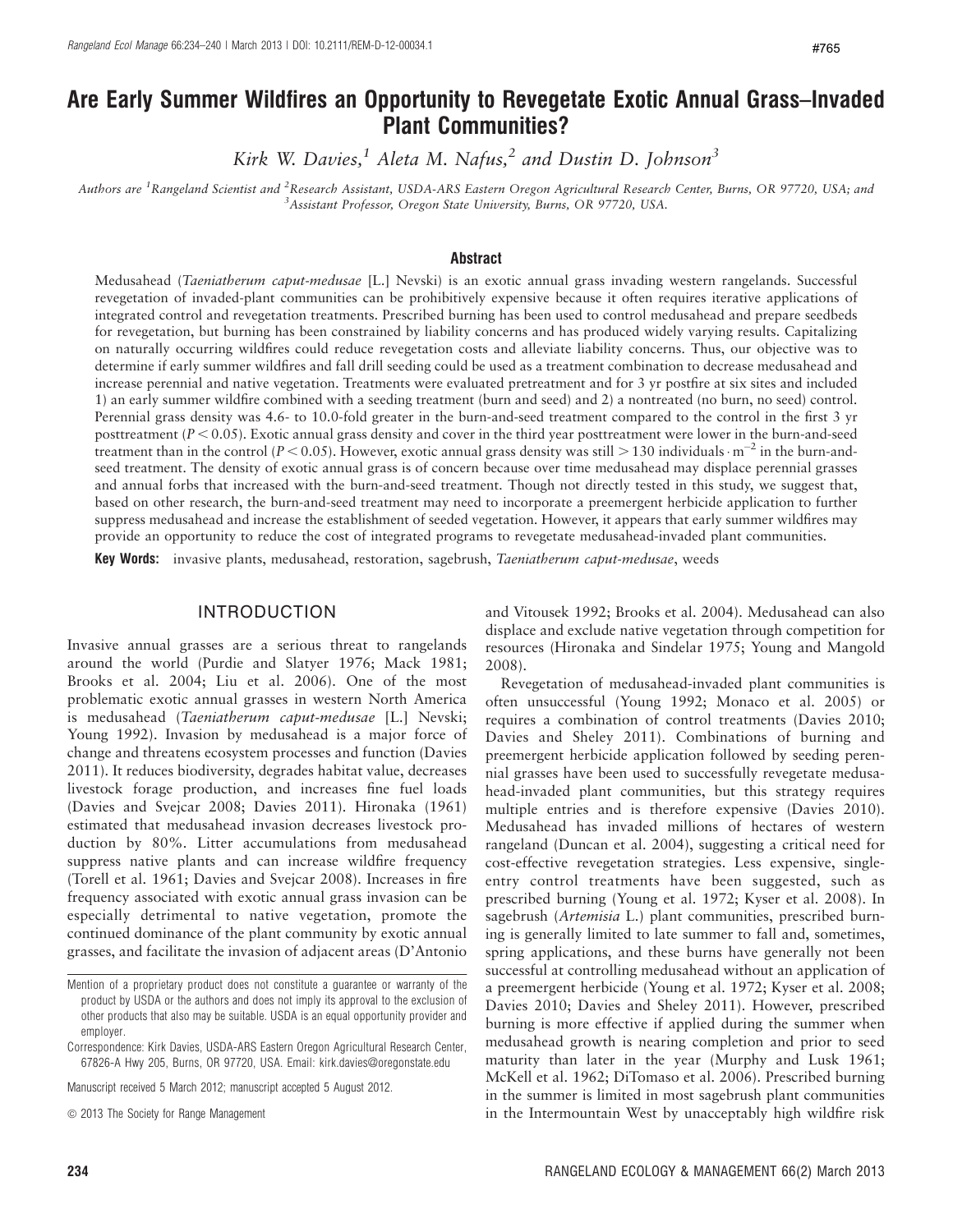# Are Early Summer Wildfires an Opportunity to Revegetate Exotic Annual Grass–Invaded Plant Communities?

*Kirk W. Davies,[1] Aleta M. Nafus,[2] and Dustin D. Johnson[3]*

*Authors are [1]Rangeland Scientist and [2]Research Assistant, USDA-ARS Eastern Oregon Agricultural Research Center, Burns, OR 97720, USA; and [3]Assistant Professor, Oregon State University, Burns, OR 97720, USA.*

## Abstract

Medusahead (*Taeniatherum caput-medusae* [L.] Nevski) is an exotic annual grass invading western rangelands. Successful revegetation of invaded-plant communities can be prohibitively expensive because it often requires iterative applications of integrated control and revegetation treatments. Prescribed burning has been used to control medusahead and prepare seedbeds for revegetation, but burning has been constrained by liability concerns and has produced widely varying results. Capitalizing on naturally occurring wildfires could reduce revegetation costs and alleviate liability concerns. Thus, our objective was to determine if early summer wildfires and fall drill seeding could be used as a treatment combination to decrease medusahead and increase perennial and native vegetation. Treatments were evaluated pretreatment and for 3 yr postfire at six sites and included 1) an early summer wildfire combined with a seeding treatment (burn and seed) and 2) a nontreated (no burn, no seed) control. Perennial grass density was 4.6- to 10.0-fold greater in the burn-and-seed treatment compared to the control in the first 3 yr posttreatment ($P < 0.05$). Exotic annual grass density and cover in the third year posttreatment were lower in the burn-and-seed treatment than in the control ($P < 0.05$). However, exotic annual grass density was still $> 130$ individuals $\cdot$ m$^{-2}$ in the burn-and-seed treatment. The density of exotic annual grass is of concern because over time medusahead may displace perennial grasses and annual forbs that increased with the burn-and-seed treatment. Though not directly tested in this study, we suggest that, based on other research, the burn-and-seed treatment may need to incorporate a preemergent herbicide application to further suppress medusahead and increase the establishment of seeded vegetation. However, it appears that early summer wildfires may provide an opportunity to reduce the cost of integrated programs to revegetate medusahead-invaded plant communities.

**Key Words:** invasive plants, medusahead, restoration, sagebrush, *Taeniatherum caput-medusae*, weeds

## INTRODUCTION

Invasive annual grasses are a serious threat to rangelands around the world (Purdie and Slatyer 1976; Mack 1981; Brooks et al. 2004; Liu et al. 2006). One of the most problematic exotic annual grasses in western North America is medusahead (*Taeniatherum caput-medusae* [L.] Nevski; Young 1992). Invasion by medusahead is a major force of change and threatens ecosystem processes and function (Davies 2011). It reduces biodiversity, degrades habitat value, decreases livestock forage production, and increases fine fuel loads (Davies and Svejcar 2008; Davies 2011). Hironaka (1961) estimated that medusahead invasion decreases livestock production by 80%. Litter accumulations from medusahead suppress native plants and can increase wildfire frequency (Torell et al. 1961; Davies and Svejcar 2008). Increases in fire frequency associated with exotic annual grass invasion can be especially detrimental to native vegetation, promote the continued dominance of the plant community by exotic annual grasses, and facilitate the invasion of adjacent areas (D'Antonio and Vitousek 1992; Brooks et al. 2004). Medusahead can also displace and exclude native vegetation through competition for resources (Hironaka and Sindelar 1975; Young and Mangold 2008).

Revegetation of medusahead-invaded plant communities is often unsuccessful (Young 1992; Monaco et al. 2005) or requires a combination of control treatments (Davies 2010; Davies and Sheley 2011). Combinations of burning and preemergent herbicide application followed by seeding perennial grasses have been used to successfully revegetate medusahead-invaded plant communities, but this strategy requires multiple entries and is therefore expensive (Davies 2010). Medusahead has invaded millions of hectares of western rangeland (Duncan et al. 2004), suggesting a critical need for cost-effective revegetation strategies. Less expensive, single-entry control treatments have been suggested, such as prescribed burning (Young et al. 1972; Kyser et al. 2008). In sagebrush (*Artemisia* L.) plant communities, prescribed burning is generally limited to late summer to fall and, sometimes, spring applications, and these burns have generally not been successful at controlling medusahead without an application of a preemergent herbicide (Young et al. 1972; Kyser et al. 2008; Davies 2010; Davies and Sheley 2011). However, prescribed burning is more effective if applied during the summer when medusahead growth is nearing completion and prior to seed maturity than later in the year (Murphy and Lusk 1961; McKell et al. 1962; DiTomaso et al. 2006). Prescribed burning in the summer is limited in most sagebrush plant communities in the Intermountain West by unacceptably high wildfire risk

Mention of a proprietary product does not constitute a guarantee or warranty of the product by USDA or the authors and does not imply its approval to the exclusion of other products that also may be suitable. USDA is an equal opportunity provider and employer.

Correspondence: Kirk Davies, USDA-ARS Eastern Oregon Agricultural Research Center, 67826-A Hwy 205, Burns, OR 97720, USA. Email: kirk.davies@oregonstate.edu

Manuscript received 5 March 2012; manuscript accepted 5 August 2012.

© 2013 The Society for Range Management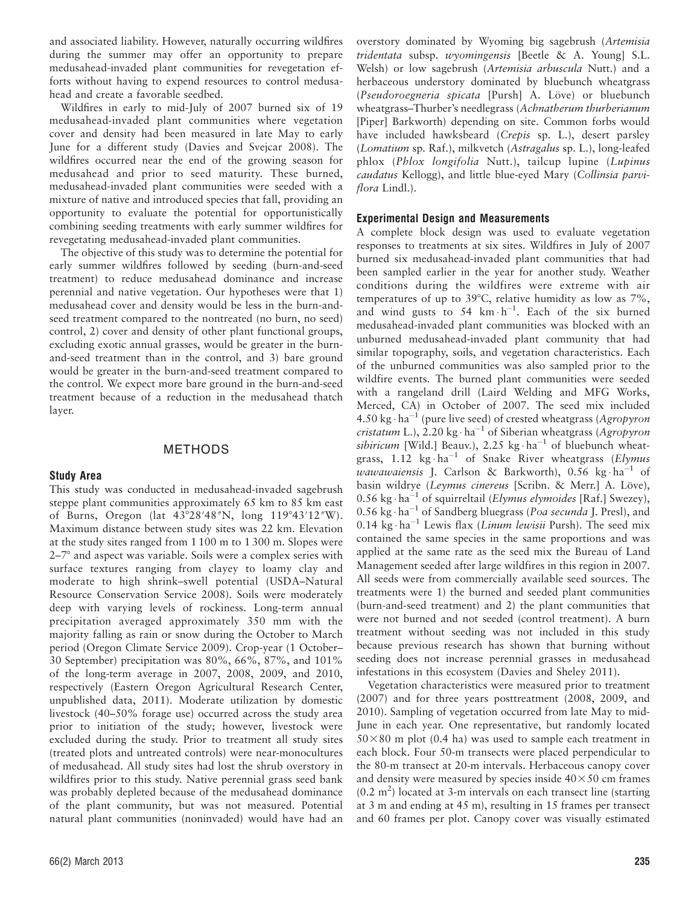and associated liability. However, naturally occurring wildfires during the summer may offer an opportunity to prepare medusahead-invaded plant communities for revegetation efforts without having to expend resources to control medusahead and create a favorable seedbed.

Wildfires in early to mid-July of 2007 burned six of 19 medusahead-invaded plant communities where vegetation cover and density had been measured in late May to early June for a different study (Davies and Svejcar 2008). The wildfires occurred near the end of the growing season for medusahead and prior to seed maturity. These burned, medusahead-invaded plant communities were seeded with a mixture of native and introduced species that fall, providing an opportunity to evaluate the potential for opportunistically combining seeding treatments with early summer wildfires for revegetating medusahead-invaded plant communities.

The objective of this study was to determine the potential for early summer wildfires followed by seeding (burn-and-seed treatment) to reduce medusahead dominance and increase perennial and native vegetation. Our hypotheses were that 1) medusahead cover and density would be less in the burn-and-seed treatment compared to the nontreated (no burn, no seed) control, 2) cover and density of other plant functional groups, excluding exotic annual grasses, would be greater in the burn-and-seed treatment than in the control, and 3) bare ground would be greater in the burn-and-seed treatment compared to the control. We expect more bare ground in the burn-and-seed treatment because of a reduction in the medusahead thatch layer.

## METHODS

### Study Area

This study was conducted in medusahead-invaded sagebrush steppe plant communities approximately 65 km to 85 km east of Burns, Oregon (lat 43°28′48″N, long 119°43′12″W). Maximum distance between study sites was 22 km. Elevation at the study sites ranged from 1 100 m to 1 300 m. Slopes were 2–7° and aspect was variable. Soils were a complex series with surface textures ranging from clayey to loamy clay and moderate to high shrink–swell potential (USDA–Natural Resource Conservation Service 2008). Soils were moderately deep with varying levels of rockiness. Long-term annual precipitation averaged approximately 350 mm with the majority falling as rain or snow during the October to March period (Oregon Climate Service 2009). Crop-year (1 October–30 September) precipitation was 80%, 66%, 87%, and 101% of the long-term average in 2007, 2008, 2009, and 2010, respectively (Eastern Oregon Agricultural Research Center, unpublished data, 2011). Moderate utilization by domestic livestock (40–50% forage use) occurred across the study area prior to initiation of the study; however, livestock were excluded during the study. Prior to treatment all study sites (treated plots and untreated controls) were near-monocultures of medusahead. All study sites had lost the shrub overstory in wildfires prior to this study. Native perennial grass seed bank was probably depleted because of the medusahead dominance of the plant community, but was not measured. Potential natural plant communities (noninvaded) would have had an overstory dominated by Wyoming big sagebrush (*Artemisia tridentata* subsp. *wyomingensis* [Beetle & A. Young] S.L. Welsh) or low sagebrush (*Artemisia arbuscula* Nutt.) and a herbaceous understory dominated by bluebunch wheatgrass (*Pseudoroegneria spicata* [Pursh] A. Löve) or bluebunch wheatgrass–Thurber's needlegrass (*Achnatherum thurberianum* [Piper] Barkworth) depending on site. Common forbs would have included hawksbeard (*Crepis* sp. L.), desert parsley (*Lomatium* sp. Raf.), milkvetch (*Astragalus* sp. L.), long-leafed phlox (*Phlox longifolia* Nutt.), tailcup lupine (*Lupinus caudatus* Kellogg), and little blue-eyed Mary (*Collinsia parviflora* Lindl.).

### Experimental Design and Measurements

A complete block design was used to evaluate vegetation responses to treatments at six sites. Wildfires in July of 2007 burned six medusahead-invaded plant communities that had been sampled earlier in the year for another study. Weather conditions during the wildfires were extreme with air temperatures of up to 39°C, relative humidity as low as 7%, and wind gusts to 54 $km \cdot h^{-1}$. Each of the six burned medusahead-invaded plant communities was blocked with an unburned medusahead-invaded plant community that had similar topography, soils, and vegetation characteristics. Each of the unburned communities was also sampled prior to the wildfire events. The burned plant communities were seeded with a rangeland drill (Laird Welding and MFG Works, Merced, CA) in October of 2007. The seed mix included 4.50 $kg \cdot ha^{-1}$ (pure live seed) of crested wheatgrass (*Agropyron cristatum* L.), 2.20 $kg \cdot ha^{-1}$ of Siberian wheatgrass (*Agropyron sibiricum* [Wild.] Beauv.), 2.25 $kg \cdot ha^{-1}$ of bluebunch wheatgrass, 1.12 $kg \cdot ha^{-1}$ of Snake River wheatgrass (*Elymus wawawaiensis* J. Carlson & Barkworth), 0.56 $kg \cdot ha^{-1}$ of basin wildrye (*Leymus cinereus* [Scribn. & Merr.] A. Löve), 0.56 $kg \cdot ha^{-1}$ of squirreltail (*Elymus elymoides* [Raf.] Swezey), 0.56 $kg \cdot ha^{-1}$ of Sandberg bluegrass (*Poa secunda* J. Presl), and 0.14 $kg \cdot ha^{-1}$ Lewis flax (*Linum lewisii* Pursh). The seed mix contained the same species in the same proportions and was applied at the same rate as the seed mix the Bureau of Land Management seeded after large wildfires in this region in 2007. All seeds were from commercially available seed sources. The treatments were 1) the burned and seeded plant communities (burn-and-seed treatment) and 2) the plant communities that were not burned and not seeded (control treatment). A burn treatment without seeding was not included in this study because previous research has shown that burning without seeding does not increase perennial grasses in medusahead infestations in this ecosystem (Davies and Sheley 2011).

Vegetation characteristics were measured prior to treatment (2007) and for three years posttreatment (2008, 2009, and 2010). Sampling of vegetation occurred from late May to mid-June in each year. One representative, but randomly located $50 \times 80$ m plot (0.4 ha) was used to sample each treatment in each block. Four 50-m transects were placed perpendicular to the 80-m transect at 20-m intervals. Herbaceous canopy cover and density were measured by species inside $40 \times 50$ cm frames (0.2 $m^2$) located at 3-m intervals on each transect line (starting at 3 m and ending at 45 m), resulting in 15 frames per transect and 60 frames per plot. Canopy cover was visually estimated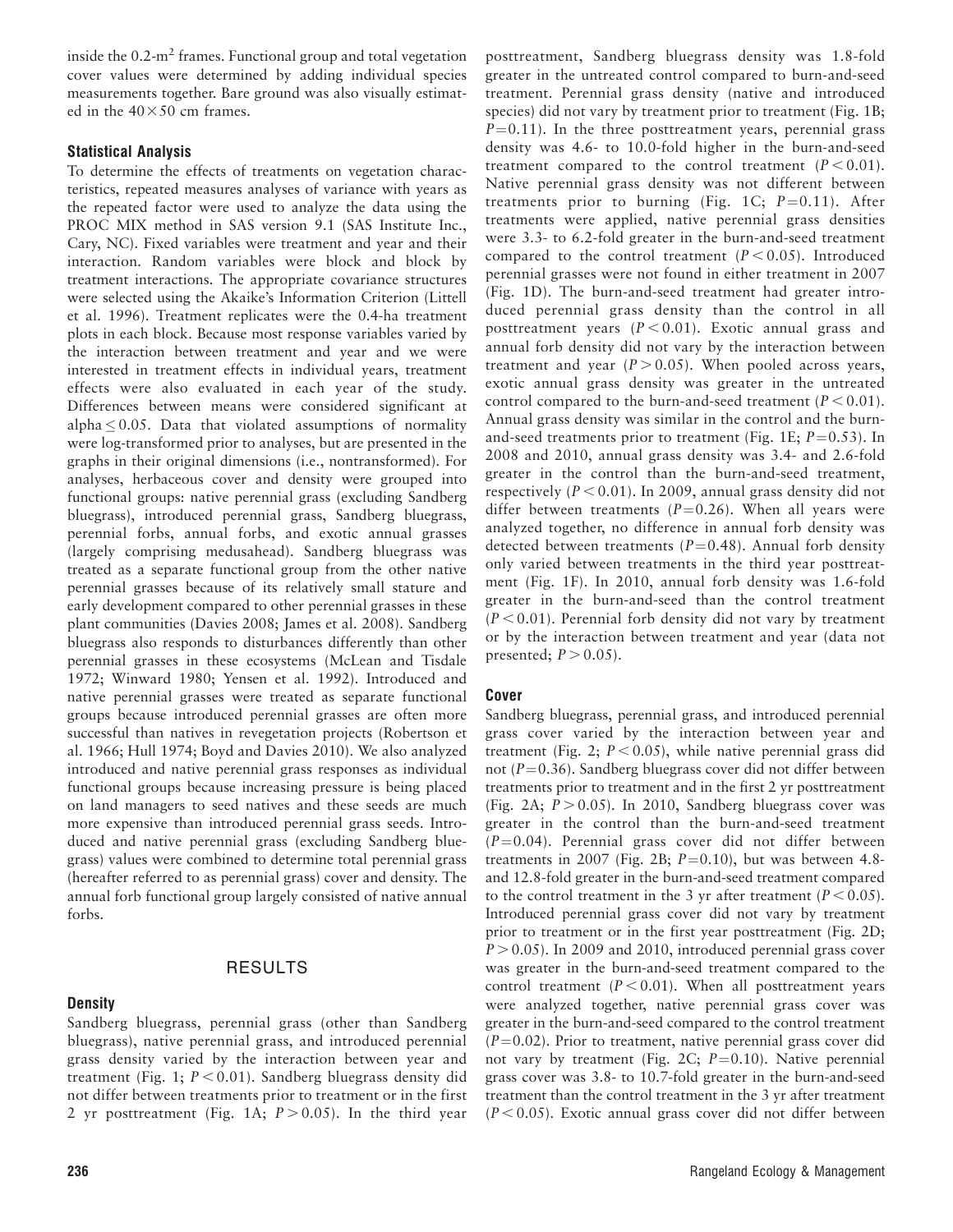inside the 0.2-$m^2$ frames. Functional group and total vegetation cover values were determined by adding individual species measurements together. Bare ground was also visually estimated in the $40 \times 50$ cm frames.

### Statistical Analysis

To determine the effects of treatments on vegetation characteristics, repeated measures analyses of variance with years as the repeated factor were used to analyze the data using the PROC MIX method in SAS version 9.1 (SAS Institute Inc., Cary, NC). Fixed variables were treatment and year and their interaction. Random variables were block and block by treatment interactions. The appropriate covariance structures were selected using the Akaike's Information Criterion (Littell et al. 1996). Treatment replicates were the 0.4-ha treatment plots in each block. Because most response variables varied by the interaction between treatment and year and we were interested in treatment effects in individual years, treatment effects were also evaluated in each year of the study. Differences between means were considered significant at alpha $\leq 0.05$. Data that violated assumptions of normality were log-transformed prior to analyses, but are presented in the graphs in their original dimensions (i.e., nontransformed). For analyses, herbaceous cover and density were grouped into functional groups: native perennial grass (excluding Sandberg bluegrass), introduced perennial grass, Sandberg bluegrass, perennial forbs, annual forbs, and exotic annual grasses (largely comprising medusahead). Sandberg bluegrass was treated as a separate functional group from the other native perennial grasses because of its relatively small stature and early development compared to other perennial grasses in these plant communities (Davies 2008; James et al. 2008). Sandberg bluegrass also responds to disturbances differently than other perennial grasses in these ecosystems (McLean and Tisdale 1972; Winward 1980; Yensen et al. 1992). Introduced and native perennial grasses were treated as separate functional groups because introduced perennial grasses are often more successful than natives in revegetation projects (Robertson et al. 1966; Hull 1974; Boyd and Davies 2010). We also analyzed introduced and native perennial grass responses as individual functional groups because increasing pressure is being placed on land managers to seed natives and these seeds are much more expensive than introduced perennial grass seeds. Introduced and native perennial grass (excluding Sandberg bluegrass) values were combined to determine total perennial grass (hereafter referred to as perennial grass) cover and density. The annual forb functional group largely consisted of native annual forbs.

## RESULTS

### Density

Sandberg bluegrass, perennial grass (other than Sandberg bluegrass), native perennial grass, and introduced perennial grass density varied by the interaction between year and treatment (Fig. 1; $P < 0.01$). Sandberg bluegrass density did not differ between treatments prior to treatment or in the first 2 yr posttreatment (Fig. 1A; $P > 0.05$). In the third year posttreatment, Sandberg bluegrass density was 1.8-fold greater in the untreated control compared to burn-and-seed treatment. Perennial grass density (native and introduced species) did not vary by treatment prior to treatment (Fig. 1B; $P = 0.11$). In the three posttreatment years, perennial grass density was 4.6- to 10.0-fold higher in the burn-and-seed treatment compared to the control treatment ($P < 0.01$). Native perennial grass density was not different between treatments prior to burning (Fig. 1C; $P = 0.11$). After treatments were applied, native perennial grass densities were 3.3- to 6.2-fold greater in the burn-and-seed treatment compared to the control treatment ($P < 0.05$). Introduced perennial grasses were not found in either treatment in 2007 (Fig. 1D). The burn-and-seed treatment had greater introduced perennial grass density than the control in all posttreatment years ($P < 0.01$). Exotic annual grass and annual forb density did not vary by the interaction between treatment and year ($P > 0.05$). When pooled across years, exotic annual grass density was greater in the untreated control compared to the burn-and-seed treatment ($P < 0.01$). Annual grass density was similar in the control and the burn-and-seed treatments prior to treatment (Fig. 1E; $P = 0.53$). In 2008 and 2010, annual grass density was 3.4- and 2.6-fold greater in the control than the burn-and-seed treatment, respectively ($P < 0.01$). In 2009, annual grass density did not differ between treatments ($P = 0.26$). When all years were analyzed together, no difference in annual forb density was detected between treatments ($P = 0.48$). Annual forb density only varied between treatments in the third year posttreatment (Fig. 1F). In 2010, annual forb density was 1.6-fold greater in the burn-and-seed than the control treatment ($P < 0.01$). Perennial forb density did not vary by treatment or by the interaction between treatment and year (data not presented; $P > 0.05$).

### Cover

Sandberg bluegrass, perennial grass, and introduced perennial grass cover varied by the interaction between year and treatment (Fig. 2; $P < 0.05$), while native perennial grass did not ($P = 0.36$). Sandberg bluegrass cover did not differ between treatments prior to treatment and in the first 2 yr posttreatment (Fig. 2A; $P > 0.05$). In 2010, Sandberg bluegrass cover was greater in the control than the burn-and-seed treatment ($P = 0.04$). Perennial grass cover did not differ between treatments in 2007 (Fig. 2B; $P = 0.10$), but was between 4.8- and 12.8-fold greater in the burn-and-seed treatment compared to the control treatment in the 3 yr after treatment ($P < 0.05$). Introduced perennial grass cover did not vary by treatment prior to treatment or in the first year posttreatment (Fig. 2D; $P > 0.05$). In 2009 and 2010, introduced perennial grass cover was greater in the burn-and-seed treatment compared to the control treatment ($P < 0.01$). When all posttreatment years were analyzed together, native perennial grass cover was greater in the burn-and-seed compared to the control treatment ($P = 0.02$). Prior to treatment, native perennial grass cover did not vary by treatment (Fig. 2C; $P = 0.10$). Native perennial grass cover was 3.8- to 10.7-fold greater in the burn-and-seed treatment than the control treatment in the 3 yr after treatment ($P < 0.05$). Exotic annual grass cover did not differ between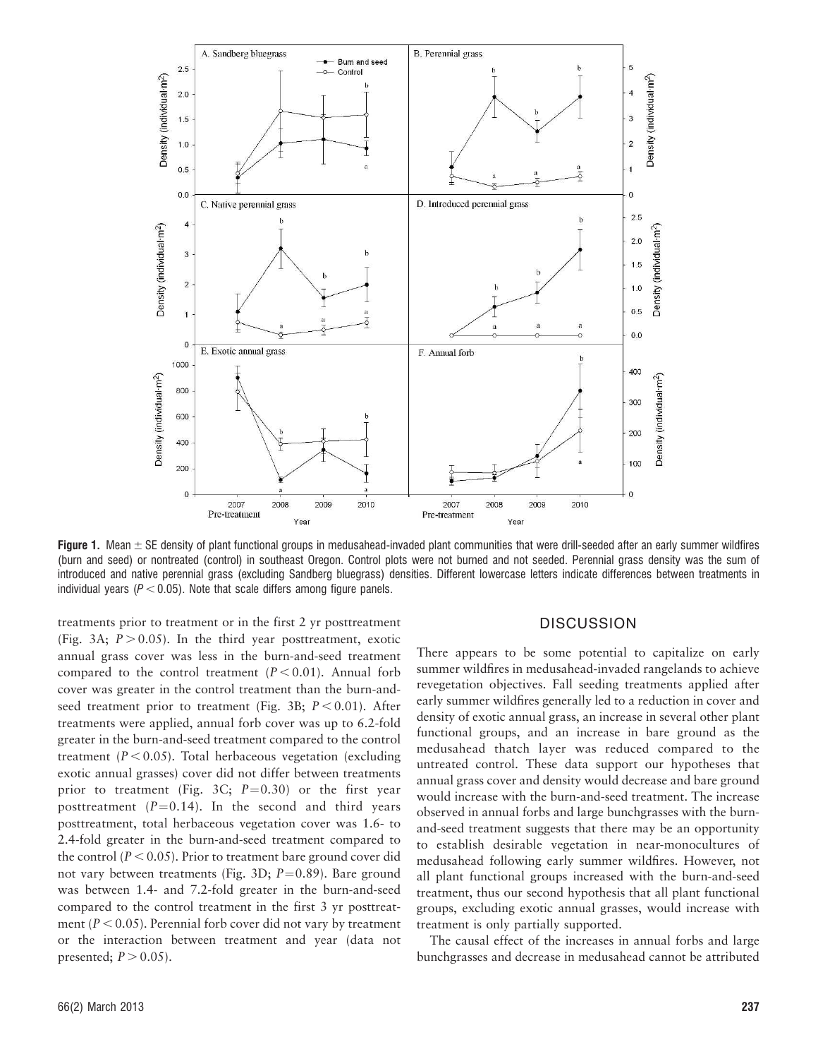**Figure 1.** Mean ± SE density of plant functional groups in medusahead-invaded plant communities that were drill-seeded after an early summer wildfires (burn and seed) or nontreated (control) in southeast Oregon. Control plots were not burned and not seeded. Perennial grass density was the sum of introduced and native perennial grass (excluding Sandberg bluegrass) densities. Different lowercase letters indicate differences between treatments in individual years ($P < 0.05$). Note that scale differs among figure panels.

treatments prior to treatment or in the first 2 yr posttreatment (Fig. 3A; $P > 0.05$). In the third year posttreatment, exotic annual grass cover was less in the burn-and-seed treatment compared to the control treatment ($P < 0.01$). Annual forb cover was greater in the control treatment than the burn-and-seed treatment prior to treatment (Fig. 3B; $P < 0.01$). After treatments were applied, annual forb cover was up to 6.2-fold greater in the burn-and-seed treatment compared to the control treatment ($P < 0.05$). Total herbaceous vegetation (excluding exotic annual grasses) cover did not differ between treatments prior to treatment (Fig. 3C; $P = 0.30$) or the first year posttreatment ($P = 0.14$). In the second and third years posttreatment, total herbaceous vegetation cover was 1.6- to 2.4-fold greater in the burn-and-seed treatment compared to the control ($P < 0.05$). Prior to treatment bare ground cover did not vary between treatments (Fig. 3D; $P = 0.89$). Bare ground was between 1.4- and 7.2-fold greater in the burn-and-seed compared to the control treatment in the first 3 yr posttreatment ($P < 0.05$). Perennial forb cover did not vary by treatment or the interaction between treatment and year (data not presented; $P > 0.05$).

## DISCUSSION

There appears to be some potential to capitalize on early summer wildfires in medusahead-invaded rangelands to achieve revegetation objectives. Fall seeding treatments applied after early summer wildfires generally led to a reduction in cover and density of exotic annual grass, an increase in several other plant functional groups, and an increase in bare ground as the medusahead thatch layer was reduced compared to the untreated control. These data support our hypotheses that annual grass cover and density would decrease and bare ground would increase with the burn-and-seed treatment. The increase observed in annual forbs and large bunchgrasses with the burn-and-seed treatment suggests that there may be an opportunity to establish desirable vegetation in near-monocultures of medusahead following early summer wildfires. However, not all plant functional groups increased with the burn-and-seed treatment, thus our second hypothesis that all plant functional groups, excluding exotic annual grasses, would increase with treatment is only partially supported.

The causal effect of the increases in annual forbs and large bunchgrasses and decrease in medusahead cannot be attributed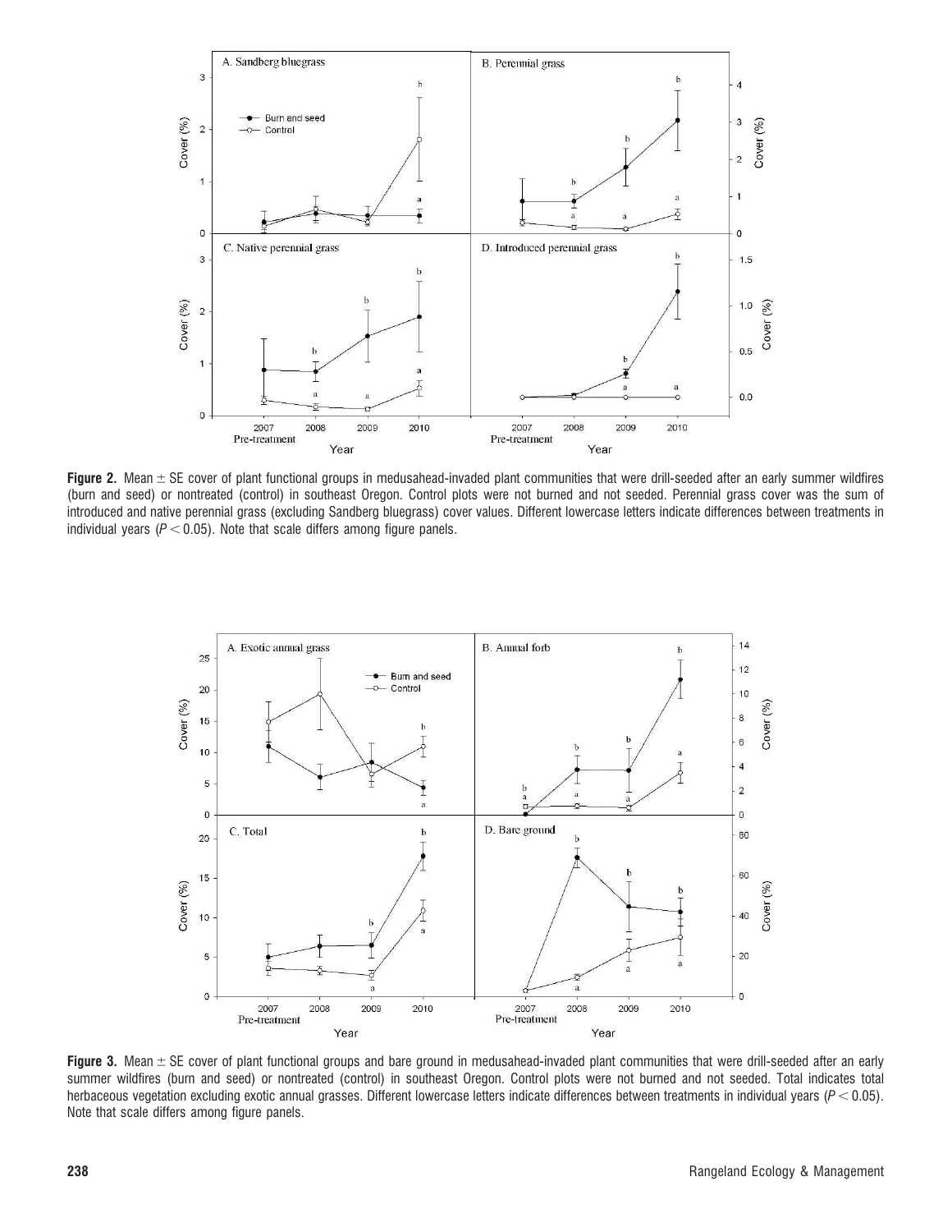**Figure 2.** Mean ± SE cover of plant functional groups in medusahead-invaded plant communities that were drill-seeded after an early summer wildfires (burn and seed) or nontreated (control) in southeast Oregon. Control plots were not burned and not seeded. Perennial grass cover was the sum of introduced and native perennial grass (excluding Sandberg bluegrass) cover values. Different lowercase letters indicate differences between treatments in individual years ($P < 0.05$). Note that scale differs among figure panels.

**Figure 3.** Mean ± SE cover of plant functional groups and bare ground in medusahead-invaded plant communities that were drill-seeded after an early summer wildfires (burn and seed) or nontreated (control) in southeast Oregon. Control plots were not burned and not seeded. Total indicates total herbaceous vegetation excluding exotic annual grasses. Different lowercase letters indicate differences between treatments in individual years ($P < 0.05$). Note that scale differs among figure panels.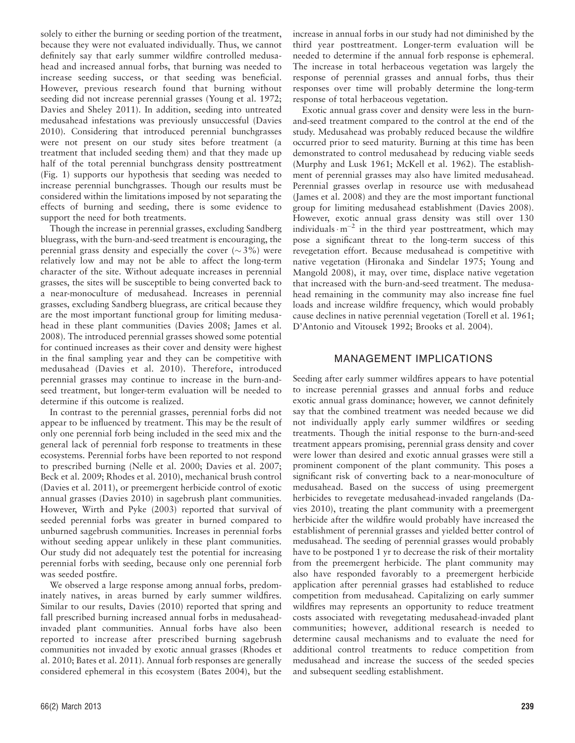solely to either the burning or seeding portion of the treatment, because they were not evaluated individually. Thus, we cannot definitely say that early summer wildfire controlled medusahead and increased annual forbs, that burning was needed to increase seeding success, or that seeding was beneficial. However, previous research found that burning without seeding did not increase perennial grasses (Young et al. 1972; Davies and Sheley 2011). In addition, seeding into untreated medusahead infestations was previously unsuccessful (Davies 2010). Considering that introduced perennial bunchgrasses were not present on our study sites before treatment (a treatment that included seeding them) and that they made up half of the total perennial bunchgrass density posttreatment (Fig. 1) supports our hypothesis that seeding was needed to increase perennial bunchgrasses. Though our results must be considered within the limitations imposed by not separating the effects of burning and seeding, there is some evidence to support the need for both treatments.

Though the increase in perennial grasses, excluding Sandberg bluegrass, with the burn-and-seed treatment is encouraging, the perennial grass density and especially the cover ($\sim 3\%$) were relatively low and may not be able to affect the long-term character of the site. Without adequate increases in perennial grasses, the sites will be susceptible to being converted back to a near-monoculture of medusahead. Increases in perennial grasses, excluding Sandberg bluegrass, are critical because they are the most important functional group for limiting medusahead in these plant communities (Davies 2008; James et al. 2008). The introduced perennial grasses showed some potential for continued increases as their cover and density were highest in the final sampling year and they can be competitive with medusahead (Davies et al. 2010). Therefore, introduced perennial grasses may continue to increase in the burn-and-seed treatment, but longer-term evaluation will be needed to determine if this outcome is realized.

In contrast to the perennial grasses, perennial forbs did not appear to be influenced by treatment. This may be the result of only one perennial forb being included in the seed mix and the general lack of perennial forb response to treatments in these ecosystems. Perennial forbs have been reported to not respond to prescribed burning (Nelle et al. 2000; Davies et al. 2007; Beck et al. 2009; Rhodes et al. 2010), mechanical brush control (Davies et al. 2011), or preemergent herbicide control of exotic annual grasses (Davies 2010) in sagebrush plant communities. However, Wirth and Pyke (2003) reported that survival of seeded perennial forbs was greater in burned compared to unburned sagebrush communities. Increases in perennial forbs without seeding appear unlikely in these plant communities. Our study did not adequately test the potential for increasing perennial forbs with seeding, because only one perennial forb was seeded postfire.

We observed a large response among annual forbs, predominately natives, in areas burned by early summer wildfires. Similar to our results, Davies (2010) reported that spring and fall prescribed burning increased annual forbs in medusahead-invaded plant communities. Annual forbs have also been reported to increase after prescribed burning sagebrush communities not invaded by exotic annual grasses (Rhodes et al. 2010; Bates et al. 2011). Annual forb responses are generally considered ephemeral in this ecosystem (Bates 2004), but the increase in annual forbs in our study had not diminished by the third year posttreatment. Longer-term evaluation will be needed to determine if the annual forb response is ephemeral. The increase in total herbaceous vegetation was largely the response of perennial grasses and annual forbs, thus their responses over time will probably determine the long-term response of total herbaceous vegetation.

Exotic annual grass cover and density were less in the burn-and-seed treatment compared to the control at the end of the study. Medusahead was probably reduced because the wildfire occurred prior to seed maturity. Burning at this time has been demonstrated to control medusahead by reducing viable seeds (Murphy and Lusk 1961; McKell et al. 1962). The establishment of perennial grasses may also have limited medusahead. Perennial grasses overlap in resource use with medusahead (James et al. 2008) and they are the most important functional group for limiting medusahead establishment (Davies 2008). However, exotic annual grass density was still over 130 individuals $\cdot$ $m^{-2}$ in the third year posttreatment, which may pose a significant threat to the long-term success of this revegetation effort. Because medusahead is competitive with native vegetation (Hironaka and Sindelar 1975; Young and Mangold 2008), it may, over time, displace native vegetation that increased with the burn-and-seed treatment. The medusahead remaining in the community may also increase fine fuel loads and increase wildfire frequency, which would probably cause declines in native perennial vegetation (Torell et al. 1961; D'Antonio and Vitousek 1992; Brooks et al. 2004).

## MANAGEMENT IMPLICATIONS

Seeding after early summer wildfires appears to have potential to increase perennial grasses and annual forbs and reduce exotic annual grass dominance; however, we cannot definitely say that the combined treatment was needed because we did not individually apply early summer wildfires or seeding treatments. Though the initial response to the burn-and-seed treatment appears promising, perennial grass density and cover were lower than desired and exotic annual grasses were still a prominent component of the plant community. This poses a significant risk of converting back to a near-monoculture of medusahead. Based on the success of using preemergent herbicides to revegetate medusahead-invaded rangelands (Davies 2010), treating the plant community with a preemergent herbicide after the wildfire would probably have increased the establishment of perennial grasses and yielded better control of medusahead. The seeding of perennial grasses would probably have to be postponed 1 yr to decrease the risk of their mortality from the preemergent herbicide. The plant community may also have responded favorably to a preemergent herbicide application after perennial grasses had established to reduce competition from medusahead. Capitalizing on early summer wildfires may represents an opportunity to reduce treatment costs associated with revegetating medusahead-invaded plant communities; however, additional research is needed to determine causal mechanisms and to evaluate the need for additional control treatments to reduce competition from medusahead and increase the success of the seeded species and subsequent seedling establishment.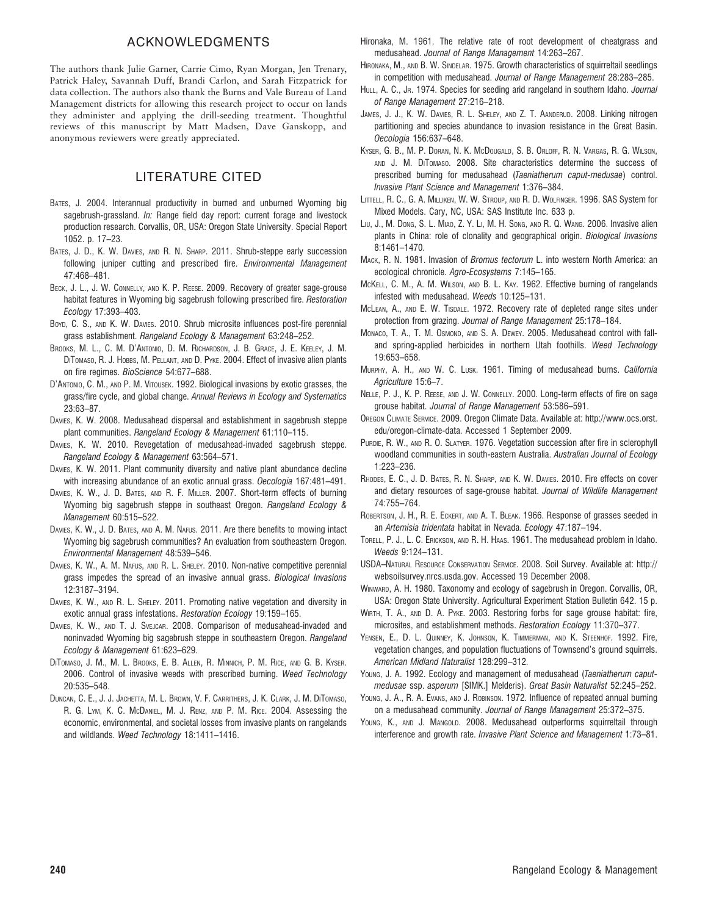## ACKNOWLEDGMENTS

The authors thank Julie Garner, Carrie Cimo, Ryan Morgan, Jen Trenary, Patrick Haley, Savannah Duff, Brandi Carlon, and Sarah Fitzpatrick for data collection. The authors also thank the Burns and Vale Bureau of Land Management districts for allowing this research project to occur on lands they administer and applying the drill-seeding treatment. Thoughtful reviews of this manuscript by Matt Madsen, Dave Ganskopp, and anonymous reviewers were greatly appreciated.

## LITERATURE CITED

BATES, J. 2004. Interannual productivity in burned and unburned Wyoming big sagebrush-grassland. *In:* Range field day report: current forage and livestock production research. Corvallis, OR, USA: Oregon State University. Special Report 1052. p. 17–23.

BATES, J. D., K. W. DAVIES, AND R. N. SHARP. 2011. Shrub-steppe early succession following juniper cutting and prescribed fire. *Environmental Management* 47:468–481.

BECK, J. L., J. W. CONNELLY, AND K. P. REESE. 2009. Recovery of greater sage-grouse habitat features in Wyoming big sagebrush following prescribed fire. *Restoration Ecology* 17:393–403.

BOYD, C. S., AND K. W. DAVIES. 2010. Shrub microsite influences post-fire perennial grass establishment. *Rangeland Ecology & Management* 63:248–252.

BROOKS, M. L., C. M. D'ANTONIO, D. M. RICHARDSON, J. B. GRACE, J. E. KEELEY, J. M. DITOMASO, R. J. HOBBS, M. PELLANT, AND D. PYKE. 2004. Effect of invasive alien plants on fire regimes. *BioScience* 54:677–688.

D'ANTONIO, C. M., AND P. M. VITOUSEK. 1992. Biological invasions by exotic grasses, the grass/fire cycle, and global change. *Annual Reviews in Ecology and Systematics* 23:63–87.

DAVIES, K. W. 2008. Medusahead dispersal and establishment in sagebrush steppe plant communities. *Rangeland Ecology & Management* 61:110–115.

DAVIES, K. W. 2010. Revegetation of medusahead-invaded sagebrush steppe. *Rangeland Ecology & Management* 63:564–571.

DAVIES, K. W. 2011. Plant community diversity and native plant abundance decline with increasing abundance of an exotic annual grass. *Oecologia* 167:481–491.

DAVIES, K. W., J. D. BATES, AND R. F. MILLER. 2007. Short-term effects of burning Wyoming big sagebrush steppe in southeast Oregon. *Rangeland Ecology & Management* 60:515–522.

DAVIES, K. W., J. D. BATES, AND A. M. NAFUS. 2011. Are there benefits to mowing intact Wyoming big sagebrush communities? An evaluation from southeastern Oregon. *Environmental Management* 48:539–546.

DAVIES, K. W., A. M. NAFUS, AND R. L. SHELEY. 2010. Non-native competitive perennial grass impedes the spread of an invasive annual grass. *Biological Invasions* 12:3187–3194.

DAVIES, K. W., AND R. L. SHELEY. 2011. Promoting native vegetation and diversity in exotic annual grass infestations. *Restoration Ecology* 19:159–165.

DAVIES, K. W., AND T. J. SVEJCAR. 2008. Comparison of medusahead-invaded and noninvaded Wyoming big sagebrush steppe in southeastern Oregon. *Rangeland Ecology & Management* 61:623–629.

DITOMASO, J. M., M. L. BROOKS, E. B. ALLEN, R. MINNICH, P. M. RICE, AND G. B. KYSER. 2006. Control of invasive weeds with prescribed burning. *Weed Technology* 20:535–548.

DUNCAN, C. E., J. J. JACHETTA, M. L. BROWN, V. F. CARRITHERS, J. K. CLARK, J. M. DITOMASO, R. G. LYM, K. C. MCDANIEL, M. J. RENZ, AND P. M. RICE. 2004. Assessing the economic, environmental, and societal losses from invasive plants on rangelands and wildlands. *Weed Technology* 18:1411–1416.

HIRONAKA, M. 1961. The relative rate of root development of cheatgrass and medusahead. *Journal of Range Management* 14:263–267.

HIRONAKA, M., AND B. W. SINDELAR. 1975. Growth characteristics of squirreltail seedlings in competition with medusahead. *Journal of Range Management* 28:283–285.

HULL, A. C., JR. 1974. Species for seeding arid rangeland in southern Idaho. *Journal of Range Management* 27:216–218.

JAMES, J. J., K. W. DAVIES, R. L. SHELEY, AND Z. T. AANDERUD. 2008. Linking nitrogen partitioning and species abundance to invasion resistance in the Great Basin. *Oecologia* 156:637–648.

KYSER, G. B., M. P. DORAN, N. K. MCDOUGALD, S. B. ORLOFF, R. N. VARGAS, R. G. WILSON, AND J. M. DITOMASO. 2008. Site characteristics determine the success of prescribed burning for medusahead (*Taeniatherum caput-medusae*) control. *Invasive Plant Science and Management* 1:376–384.

LITTELL, R. C., G. A. MILLIKEN, W. W. STROUP, AND R. D. WOLFINGER. 1996. SAS System for Mixed Models. Cary, NC, USA: SAS Institute Inc. 633 p.

LIU, J., M. DONG, S. L. MIAO, Z. Y. LI, M. H. SONG, AND R. Q. WANG. 2006. Invasive alien plants in China: role of clonality and geographical origin. *Biological Invasions* 8:1461–1470.

MACK, R. N. 1981. Invasion of *Bromus tectorum* L. into western North America: an ecological chronicle. *Agro-Ecosystems* 7:145–165.

MCKELL, C. M., A. M. WILSON, AND B. L. KAY. 1962. Effective burning of rangelands infested with medusahead. *Weeds* 10:125–131.

MCLEAN, A., AND E. W. TISDALE. 1972. Recovery rate of depleted range sites under protection from grazing. *Journal of Range Management* 25:178–184.

MONACO, T. A., T. M. OSMOND, AND S. A. DEWEY. 2005. Medusahead control with fall- and spring-applied herbicides in northern Utah foothills. *Weed Technology* 19:653–658.

MURPHY, A. H., AND W. C. LUSK. 1961. Timing of medusahead burns. *California Agriculture* 15:6–7.

NELLE, P. J., K. P. REESE, AND J. W. CONNELLY. 2000. Long-term effects of fire on sage grouse habitat. *Journal of Range Management* 53:586–591.

OREGON CLIMATE SERVICE. 2009. Oregon Climate Data. Available at: http://www.ocs.orst.edu/oregon-climate-data. Accessed 1 September 2009.

PURDIE, R. W., AND R. O. SLATYER. 1976. Vegetation succession after fire in sclerophyll woodland communities in south-eastern Australia. *Australian Journal of Ecology* 1:223–236.

RHODES, E. C., J. D. BATES, R. N. SHARP, AND K. W. DAVIES. 2010. Fire effects on cover and dietary resources of sage-grouse habitat. *Journal of Wildlife Management* 74:755–764.

ROBERTSON, J. H., R. E. ECKERT, AND A. T. BLEAK. 1966. Response of grasses seeded in an *Artemisia tridentata* habitat in Nevada. *Ecology* 47:187–194.

TORELL, P. J., L. C. ERICKSON, AND R. H. HAAS. 1961. The medusahead problem in Idaho. *Weeds* 9:124–131.

USDA–NATURAL RESOURCE CONSERVATION SERVICE. 2008. Soil Survey. Available at: http://websoilsurvey.nrcs.usda.gov. Accessed 19 December 2008.

WINWARD, A. H. 1980. Taxonomy and ecology of sagebrush in Oregon. Corvallis, OR, USA: Oregon State University. Agricultural Experiment Station Bulletin 642. 15 p.

WIRTH, T. A., AND D. A. PYKE. 2003. Restoring forbs for sage grouse habitat: fire, microsites, and establishment methods. *Restoration Ecology* 11:370–377.

YENSEN, E., D. L. QUINNEY, K. JOHNSON, K. TIMMERMAN, AND K. STEENHOF. 1992. Fire, vegetation changes, and population fluctuations of Townsend's ground squirrels. *American Midland Naturalist* 128:299–312.

YOUNG, J. A. 1992. Ecology and management of medusahead (*Taeniatherum caput-medusae* ssp. *asperum* [SIMK.] Melderis). *Great Basin Naturalist* 52:245–252.

YOUNG, J. A., R. A. EVANS, AND J. ROBINSON. 1972. Influence of repeated annual burning on a medusahead community. *Journal of Range Management* 25:372–375.

YOUNG, K., AND J. MANGOLD. 2008. Medusahead outperforms squirreltail through interference and growth rate. *Invasive Plant Science and Management* 1:73–81.